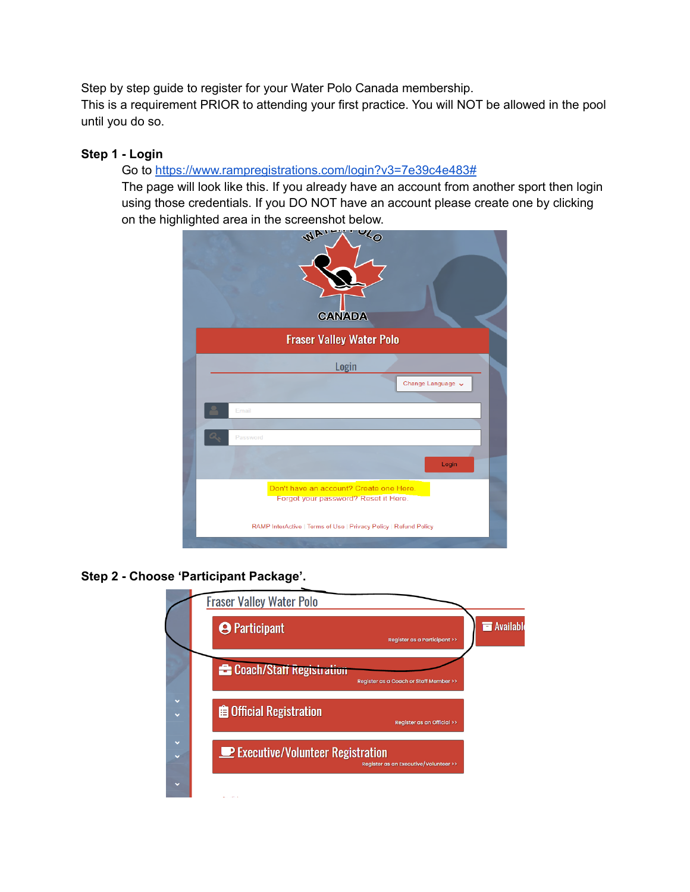Step by step guide to register for your Water Polo Canada membership.
This is a requirement PRIOR to attending your first practice. You will NOT be allowed in the pool until you do so.

**Step 1 - Login**

Go to https://www.rampregistrations.com/login?v3=7e39c4e483#

The page will look like this. If you already have an account from another sport then login using those credentials. If you DO NOT have an account please create one by clicking on the highlighted area in the screenshot below.

**Step 2 - Choose 'Participant Package'.**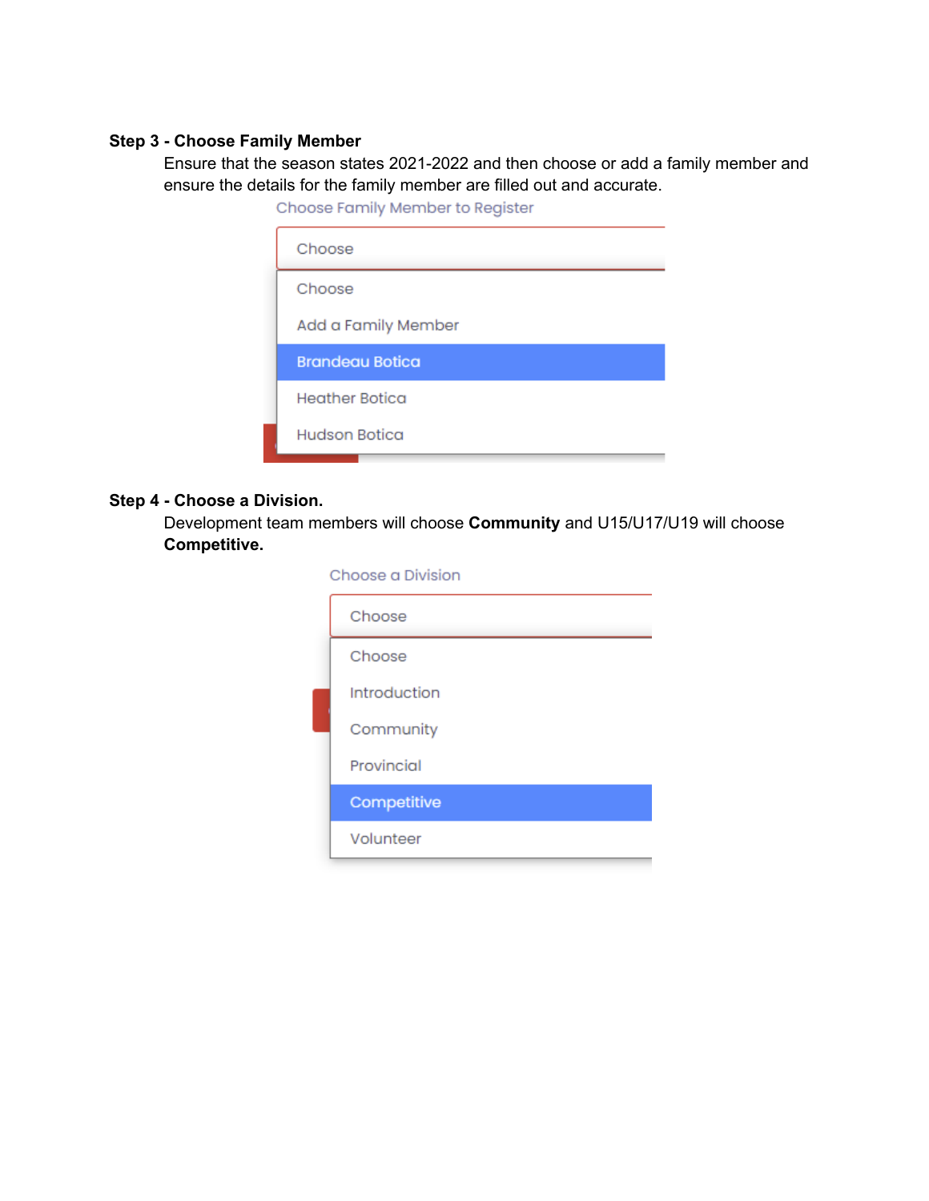**Step 3 - Choose Family Member**

Ensure that the season states 2021-2022 and then choose or add a family member and ensure the details for the family member are filled out and accurate.

Choose Family Member to Register

- Choose
- Choose
- Add a Family Member
- Brandeau Botica
- Heather Botica
- Hudson Botica

**Step 4 - Choose a Division.**

Development team members will choose **Community** and U15/U17/U19 will choose **Competitive.**

Choose a Division

- Choose
- Choose
- Introduction
- Community
- Provincial
- Competitive
- Volunteer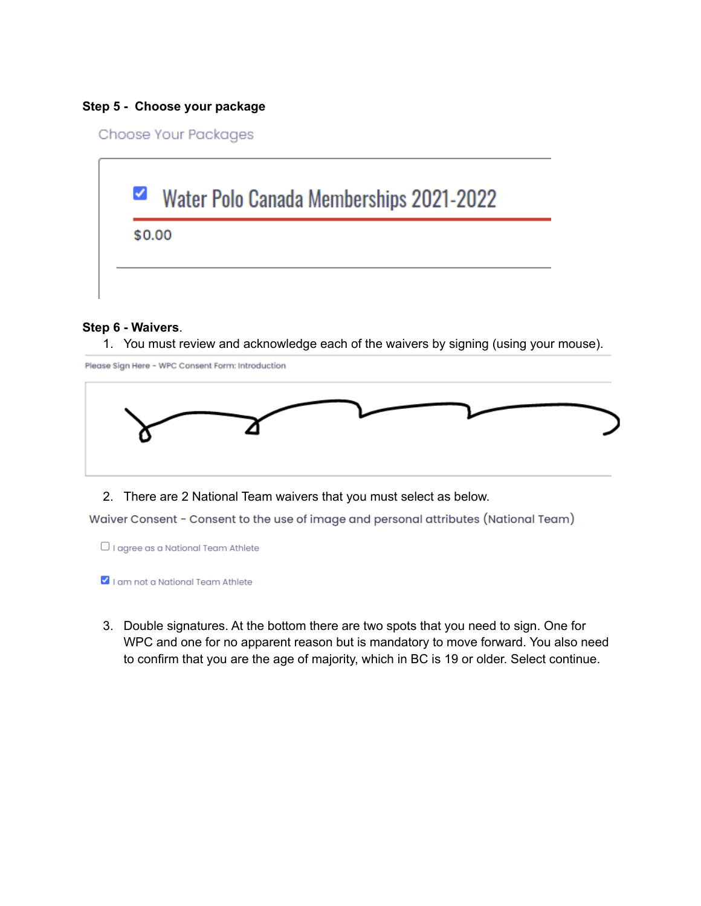**Step 5 - Choose your package**

Choose Your Packages

☑ Water Polo Canada Memberships 2021-2022

$0.00

**Step 6 - Waivers**.

1. You must review and acknowledge each of the waivers by signing (using your mouse).

Please Sign Here - WPC Consent Form: Introduction

2. There are 2 National Team waivers that you must select as below.

Waiver Consent - Consent to the use of image and personal attributes (National Team)

☐ I agree as a National Team Athlete

☑ I am not a National Team Athlete

3. Double signatures. At the bottom there are two spots that you need to sign. One for WPC and one for no apparent reason but is mandatory to move forward. You also need to confirm that you are the age of majority, which in BC is 19 or older. Select continue.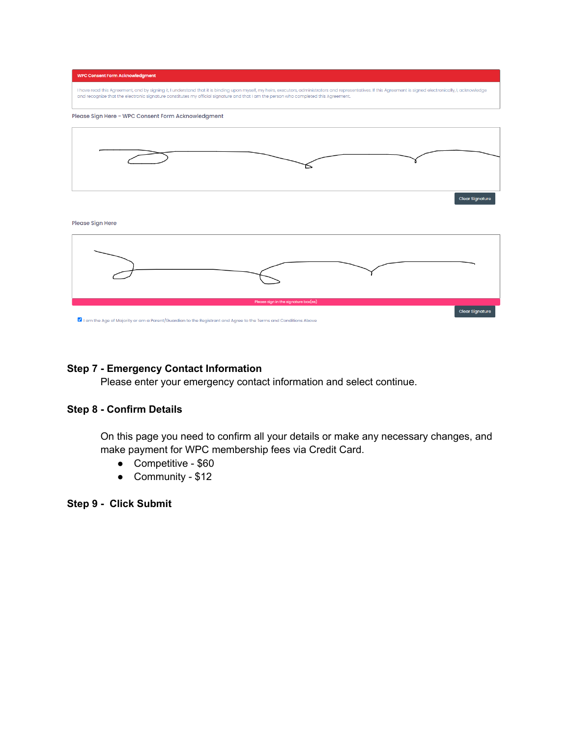**WPC Consent Form Acknowledgment**

I have read this Agreement, and by signing it, I understand that it is binding upon myself, my heirs, executors, administrators and representatives. If this Agreement is signed electronically, I, acknowledge and recognize that the electronic signature constitutes my official signature and that I am the person who completed this Agreement.

Please Sign Here - WPC Consent Form Acknowledgment

Clear Signature

Please Sign Here

Please sign in the signature box(es)

Clear Signature

☑ I am the Age of Majority or am a Parent/Guardian to the Registrant and Agree to the Terms and Conditions Above

### Step 7 - Emergency Contact Information

Please enter your emergency contact information and select continue.

### Step 8 - Confirm Details

On this page you need to confirm all your details or make any necessary changes, and make payment for WPC membership fees via Credit Card.

- Competitive - $60
- Community - $12

### Step 9 - Click Submit